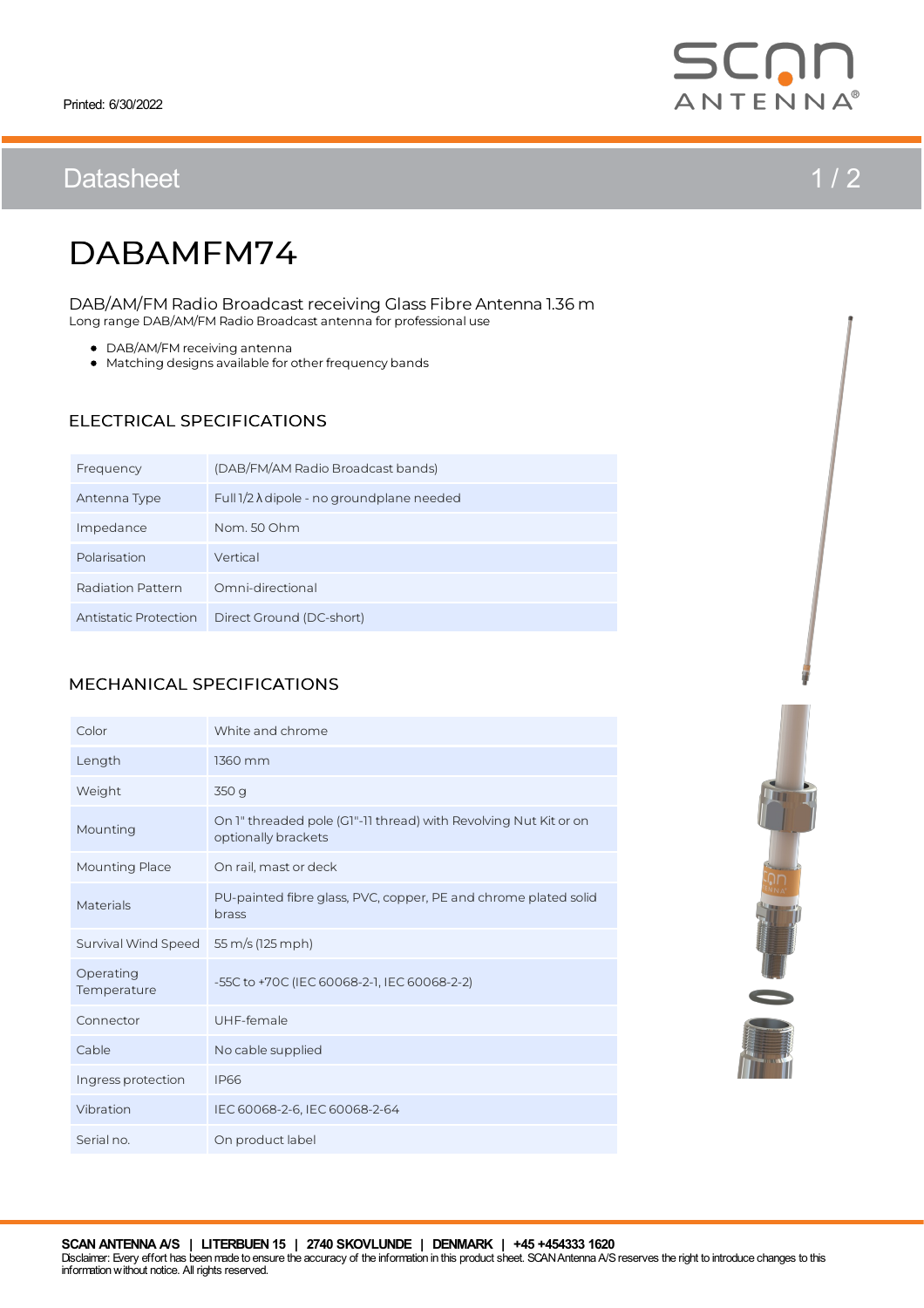Printed: 6/30/2022

# Datasheet

# DABAMFM74

## DAB/AM/FM Radio Broadcast receiving Glass Fibre Antenna 1.36 m

Long range DAB/AM/FM Radio Broadcast antenna for professional use

- DAB/AM/FM receiving antenna
- Matching designs available for other frequency bands

## ELECTRICAL SPECIFICATIONS

| | |
|---|---|
| Frequency | (DAB/FM/AM Radio Broadcast bands) |
| Antenna Type | Full 1/2 λ dipole - no groundplane needed |
| Impedance | Nom. 50 Ohm |
| Polarisation | Vertical |
| Radiation Pattern | Omni-directional |
| Antistatic Protection | Direct Ground (DC-short) |

## MECHANICAL SPECIFICATIONS

| | |
|---|---|
| Color | White and chrome |
| Length | 1360 mm |
| Weight | 350 g |
| Mounting | On 1" threaded pole (G1"-11 thread) with Revolving Nut Kit or on optionally brackets |
| Mounting Place | On rail, mast or deck |
| Materials | PU-painted fibre glass, PVC, copper, PE and chrome plated solid brass |
| Survival Wind Speed | 55 m/s (125 mph) |
| Operating Temperature | -55C to +70C (IEC 60068-2-1, IEC 60068-2-2) |
| Connector | UHF-female |
| Cable | No cable supplied |
| Ingress protection | IP66 |
| Vibration | IEC 60068-2-6, IEC 60068-2-64 |
| Serial no. | On product label |

**SCAN ANTENNA A/S | LITERBUEN 15 | 2740 SKOVLUNDE | DENMARK | +45 +454333 1620**

Disclaimer: Every effort has been made to ensure the accuracy of the information in this product sheet. SCAN Antenna A/S reserves the right to introduce changes to this information without notice. All rights reserved.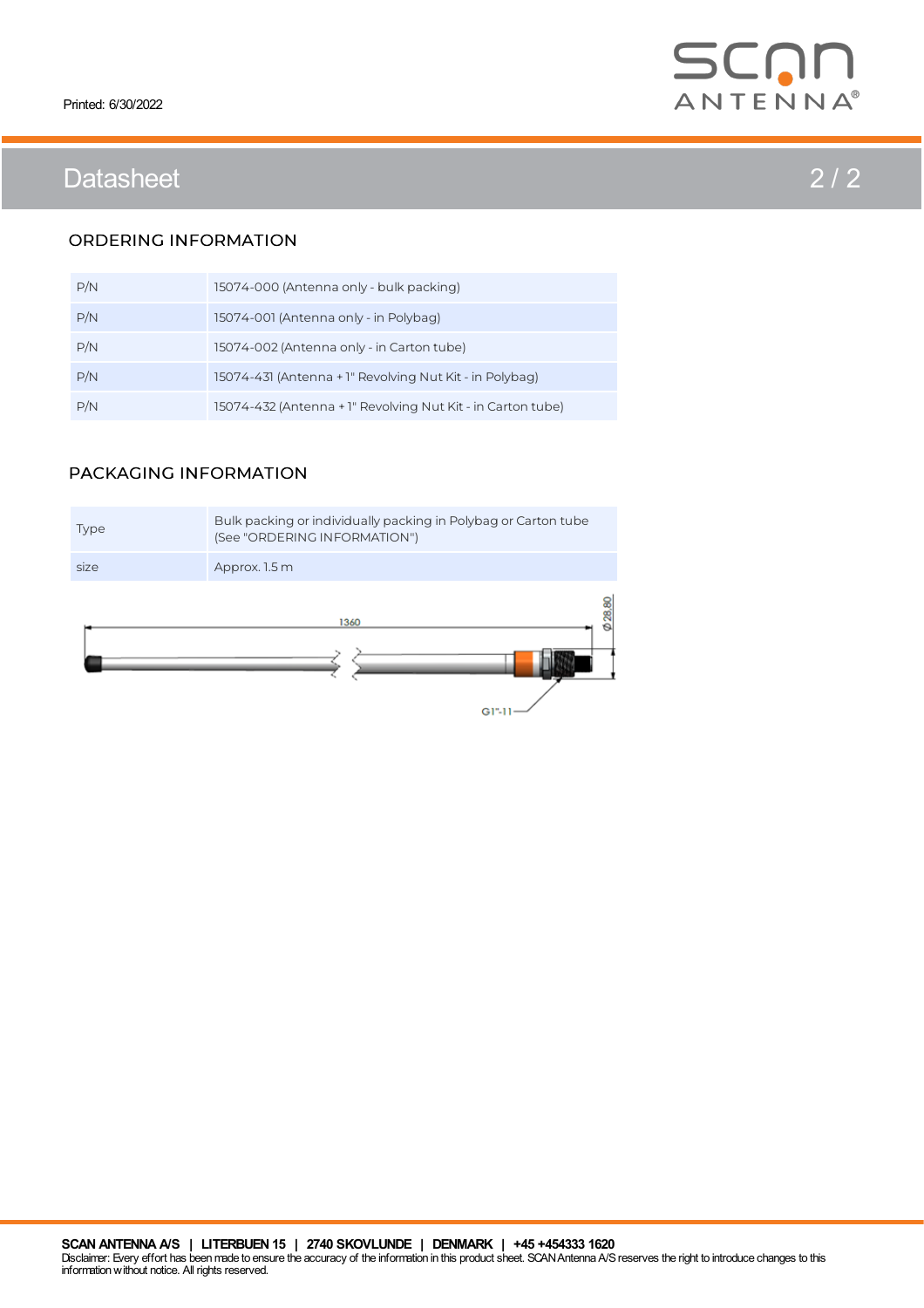## ORDERING INFORMATION

| | |
|---|---|
| P/N | 15074-000 (Antenna only - bulk packing) |
| P/N | 15074-001 (Antenna only - in Polybag) |
| P/N | 15074-002 (Antenna only - in Carton tube) |
| P/N | 15074-431 (Antenna + 1" Revolving Nut Kit - in Polybag) |
| P/N | 15074-432 (Antenna + 1" Revolving Nut Kit - in Carton tube) |

## PACKAGING INFORMATION

| | |
|---|---|
| Type | Bulk packing or individually packing in Polybag or Carton tube (See "ORDERING INFORMATION") |
| size | Approx. 1.5 m |

1360

Ø 28.80

G1"-11

**SCAN ANTENNA A/S | LITERBUEN 15 | 2740 SKOVLUNDE | DENMARK | +45 +454333 1620**

Disclaimer: Every effort has been made to ensure the accuracy of the information in this product sheet. SCAN Antenna A/S reserves the right to introduce changes to this information without notice. All rights reserved.